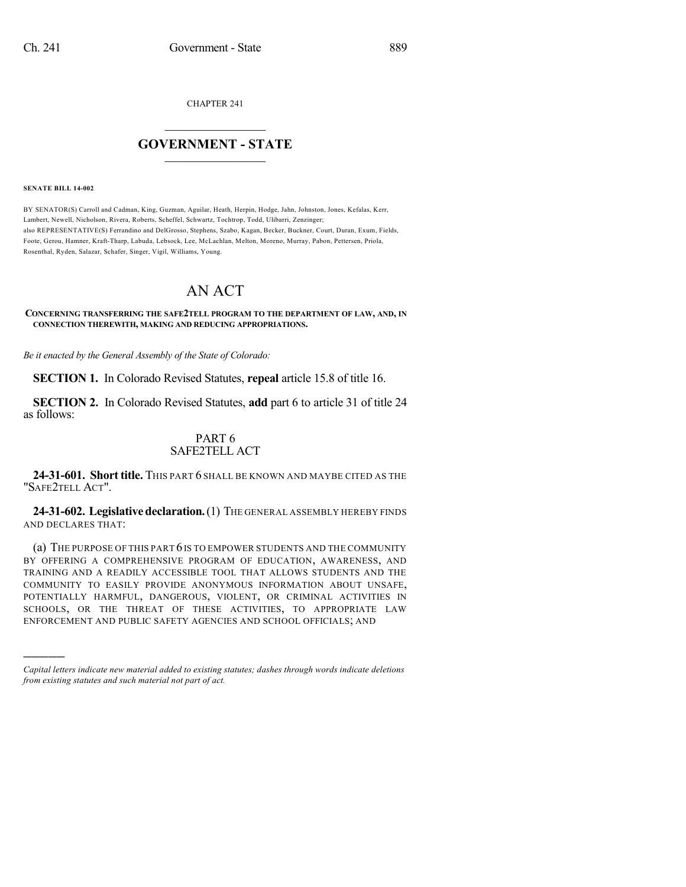CHAPTER 241

# GOVERNMENT - STATE

**SENATE BILL 14-002**

BY SENATOR(S) Carroll and Cadman, King, Guzman, Aguilar, Heath, Herpin, Hodge, Jahn, Johnston, Jones, Kefalas, Kerr, Lambert, Newell, Nicholson, Rivera, Roberts, Scheffel, Schwartz, Tochtrop, Todd, Ulibarri, Zenzinger;
also REPRESENTATIVE(S) Ferrandino and DelGrosso, Stephens, Szabo, Kagan, Becker, Buckner, Court, Duran, Exum, Fields, Foote, Gerou, Hamner, Kraft-Tharp, Labuda, Lebsock, Lee, McLachlan, Melton, Moreno, Murray, Pabon, Pettersen, Priola, Rosenthal, Ryden, Salazar, Schafer, Singer, Vigil, Williams, Young.

# AN ACT

**CONCERNING TRANSFERRING THE SAFE2TELL PROGRAM TO THE DEPARTMENT OF LAW, AND, IN CONNECTION THEREWITH, MAKING AND REDUCING APPROPRIATIONS.**

*Be it enacted by the General Assembly of the State of Colorado:*

**SECTION 1.** In Colorado Revised Statutes, **repeal** article 15.8 of title 16.

**SECTION 2.** In Colorado Revised Statutes, **add** part 6 to article 31 of title 24 as follows:

PART 6
SAFE2TELL ACT

**24-31-601. Short title.** THIS PART 6 SHALL BE KNOWN AND MAYBE CITED AS THE "SAFE2TELL ACT".

**24-31-602. Legislative declaration.** (1) THE GENERAL ASSEMBLY HEREBY FINDS AND DECLARES THAT:

(a) THE PURPOSE OF THIS PART 6 IS TO EMPOWER STUDENTS AND THE COMMUNITY BY OFFERING A COMPREHENSIVE PROGRAM OF EDUCATION, AWARENESS, AND TRAINING AND A READILY ACCESSIBLE TOOL THAT ALLOWS STUDENTS AND THE COMMUNITY TO EASILY PROVIDE ANONYMOUS INFORMATION ABOUT UNSAFE, POTENTIALLY HARMFUL, DANGEROUS, VIOLENT, OR CRIMINAL ACTIVITIES IN SCHOOLS, OR THE THREAT OF THESE ACTIVITIES, TO APPROPRIATE LAW ENFORCEMENT AND PUBLIC SAFETY AGENCIES AND SCHOOL OFFICIALS; AND

————

*Capital letters indicate new material added to existing statutes; dashes through words indicate deletions from existing statutes and such material not part of act.*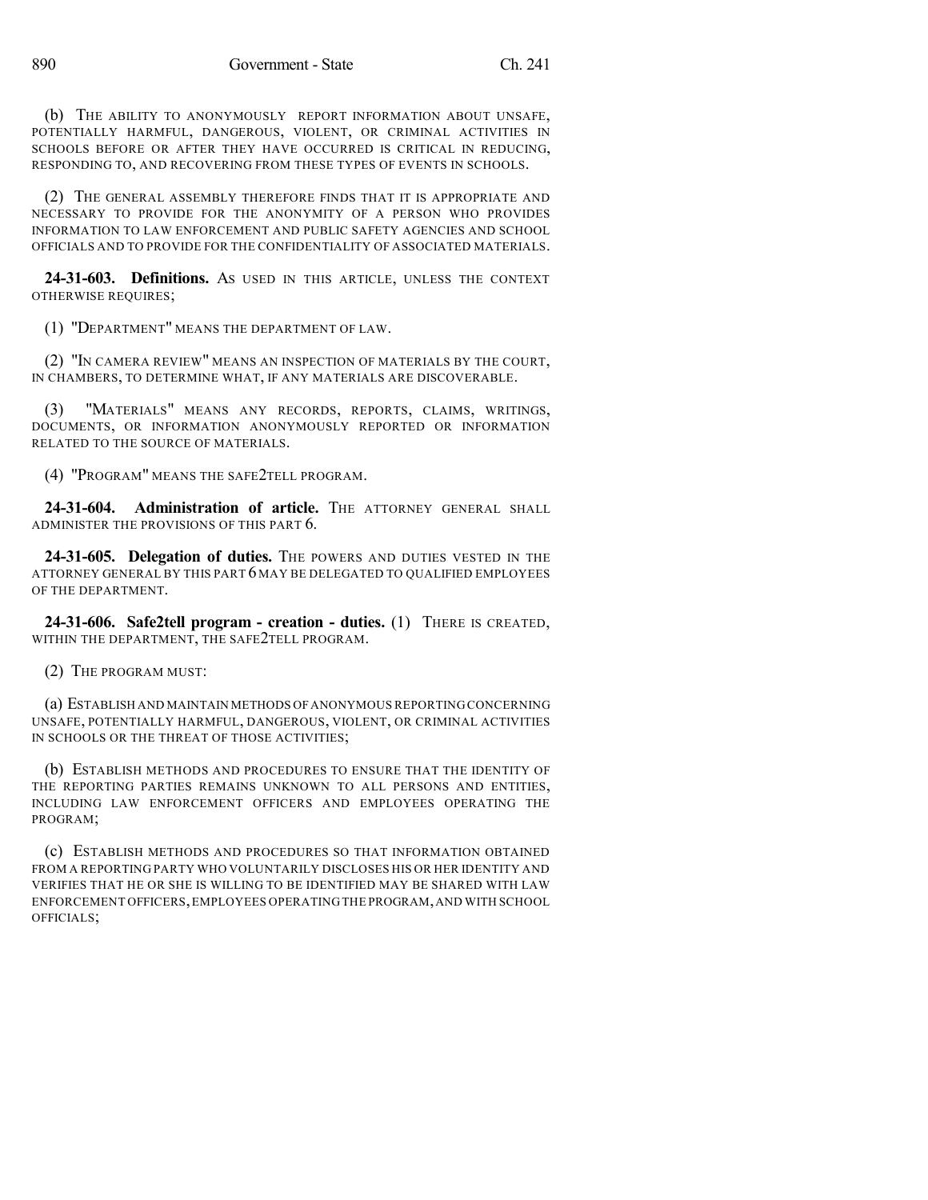(b) THE ABILITY TO ANONYMOUSLY REPORT INFORMATION ABOUT UNSAFE, POTENTIALLY HARMFUL, DANGEROUS, VIOLENT, OR CRIMINAL ACTIVITIES IN SCHOOLS BEFORE OR AFTER THEY HAVE OCCURRED IS CRITICAL IN REDUCING, RESPONDING TO, AND RECOVERING FROM THESE TYPES OF EVENTS IN SCHOOLS.

(2) THE GENERAL ASSEMBLY THEREFORE FINDS THAT IT IS APPROPRIATE AND NECESSARY TO PROVIDE FOR THE ANONYMITY OF A PERSON WHO PROVIDES INFORMATION TO LAW ENFORCEMENT AND PUBLIC SAFETY AGENCIES AND SCHOOL OFFICIALS AND TO PROVIDE FOR THE CONFIDENTIALITY OF ASSOCIATED MATERIALS.

**24-31-603. Definitions.** AS USED IN THIS ARTICLE, UNLESS THE CONTEXT OTHERWISE REQUIRES;

(1) "DEPARTMENT" MEANS THE DEPARTMENT OF LAW.

(2) "IN CAMERA REVIEW" MEANS AN INSPECTION OF MATERIALS BY THE COURT, IN CHAMBERS, TO DETERMINE WHAT, IF ANY MATERIALS ARE DISCOVERABLE.

(3) "MATERIALS" MEANS ANY RECORDS, REPORTS, CLAIMS, WRITINGS, DOCUMENTS, OR INFORMATION ANONYMOUSLY REPORTED OR INFORMATION RELATED TO THE SOURCE OF MATERIALS.

(4) "PROGRAM" MEANS THE SAFE2TELL PROGRAM.

**24-31-604. Administration of article.** THE ATTORNEY GENERAL SHALL ADMINISTER THE PROVISIONS OF THIS PART 6.

**24-31-605. Delegation of duties.** THE POWERS AND DUTIES VESTED IN THE ATTORNEY GENERAL BY THIS PART 6 MAY BE DELEGATED TO QUALIFIED EMPLOYEES OF THE DEPARTMENT.

**24-31-606. Safe2tell program - creation - duties.** (1) THERE IS CREATED, WITHIN THE DEPARTMENT, THE SAFE2TELL PROGRAM.

(2) THE PROGRAM MUST:

(a) ESTABLISH AND MAINTAIN METHODS OF ANONYMOUS REPORTING CONCERNING UNSAFE, POTENTIALLY HARMFUL, DANGEROUS, VIOLENT, OR CRIMINAL ACTIVITIES IN SCHOOLS OR THE THREAT OF THOSE ACTIVITIES;

(b) ESTABLISH METHODS AND PROCEDURES TO ENSURE THAT THE IDENTITY OF THE REPORTING PARTIES REMAINS UNKNOWN TO ALL PERSONS AND ENTITIES, INCLUDING LAW ENFORCEMENT OFFICERS AND EMPLOYEES OPERATING THE PROGRAM;

(c) ESTABLISH METHODS AND PROCEDURES SO THAT INFORMATION OBTAINED FROM A REPORTING PARTY WHO VOLUNTARILY DISCLOSES HIS OR HER IDENTITY AND VERIFIES THAT HE OR SHE IS WILLING TO BE IDENTIFIED MAY BE SHARED WITH LAW ENFORCEMENT OFFICERS, EMPLOYEES OPERATING THE PROGRAM, AND WITH SCHOOL OFFICIALS;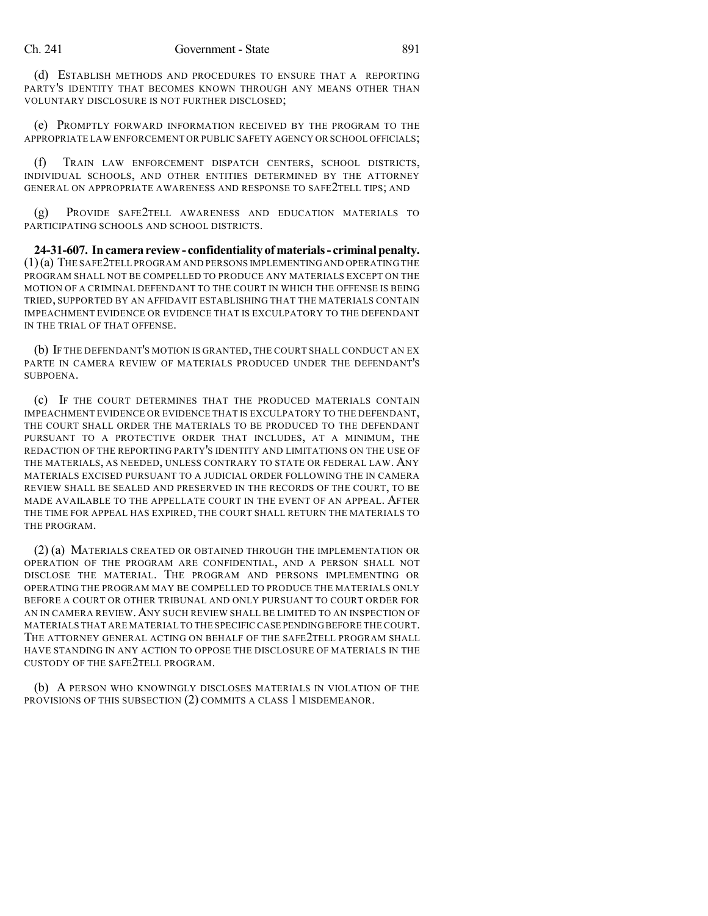(d) ESTABLISH METHODS AND PROCEDURES TO ENSURE THAT A REPORTING PARTY'S IDENTITY THAT BECOMES KNOWN THROUGH ANY MEANS OTHER THAN VOLUNTARY DISCLOSURE IS NOT FURTHER DISCLOSED;

(e) PROMPTLY FORWARD INFORMATION RECEIVED BY THE PROGRAM TO THE APPROPRIATE LAW ENFORCEMENT OR PUBLIC SAFETY AGENCY OR SCHOOL OFFICIALS;

(f) TRAIN LAW ENFORCEMENT DISPATCH CENTERS, SCHOOL DISTRICTS, INDIVIDUAL SCHOOLS, AND OTHER ENTITIES DETERMINED BY THE ATTORNEY GENERAL ON APPROPRIATE AWARENESS AND RESPONSE TO SAFE2TELL TIPS; AND

(g) PROVIDE SAFE2TELL AWARENESS AND EDUCATION MATERIALS TO PARTICIPATING SCHOOLS AND SCHOOL DISTRICTS.

**24-31-607. In camera review - confidentiality of materials - criminal penalty.** (1) (a) THE SAFE2TELL PROGRAM AND PERSONS IMPLEMENTING AND OPERATING THE PROGRAM SHALL NOT BE COMPELLED TO PRODUCE ANY MATERIALS EXCEPT ON THE MOTION OF A CRIMINAL DEFENDANT TO THE COURT IN WHICH THE OFFENSE IS BEING TRIED, SUPPORTED BY AN AFFIDAVIT ESTABLISHING THAT THE MATERIALS CONTAIN IMPEACHMENT EVIDENCE OR EVIDENCE THAT IS EXCULPATORY TO THE DEFENDANT IN THE TRIAL OF THAT OFFENSE.

(b) IF THE DEFENDANT'S MOTION IS GRANTED, THE COURT SHALL CONDUCT AN EX PARTE IN CAMERA REVIEW OF MATERIALS PRODUCED UNDER THE DEFENDANT'S SUBPOENA.

(c) IF THE COURT DETERMINES THAT THE PRODUCED MATERIALS CONTAIN IMPEACHMENT EVIDENCE OR EVIDENCE THAT IS EXCULPATORY TO THE DEFENDANT, THE COURT SHALL ORDER THE MATERIALS TO BE PRODUCED TO THE DEFENDANT PURSUANT TO A PROTECTIVE ORDER THAT INCLUDES, AT A MINIMUM, THE REDACTION OF THE REPORTING PARTY'S IDENTITY AND LIMITATIONS ON THE USE OF THE MATERIALS, AS NEEDED, UNLESS CONTRARY TO STATE OR FEDERAL LAW. ANY MATERIALS EXCISED PURSUANT TO A JUDICIAL ORDER FOLLOWING THE IN CAMERA REVIEW SHALL BE SEALED AND PRESERVED IN THE RECORDS OF THE COURT, TO BE MADE AVAILABLE TO THE APPELLATE COURT IN THE EVENT OF AN APPEAL. AFTER THE TIME FOR APPEAL HAS EXPIRED, THE COURT SHALL RETURN THE MATERIALS TO THE PROGRAM.

(2) (a) MATERIALS CREATED OR OBTAINED THROUGH THE IMPLEMENTATION OR OPERATION OF THE PROGRAM ARE CONFIDENTIAL, AND A PERSON SHALL NOT DISCLOSE THE MATERIAL. THE PROGRAM AND PERSONS IMPLEMENTING OR OPERATING THE PROGRAM MAY BE COMPELLED TO PRODUCE THE MATERIALS ONLY BEFORE A COURT OR OTHER TRIBUNAL AND ONLY PURSUANT TO COURT ORDER FOR AN IN CAMERA REVIEW. ANY SUCH REVIEW SHALL BE LIMITED TO AN INSPECTION OF MATERIALS THAT ARE MATERIAL TO THE SPECIFIC CASE PENDING BEFORE THE COURT. THE ATTORNEY GENERAL ACTING ON BEHALF OF THE SAFE2TELL PROGRAM SHALL HAVE STANDING IN ANY ACTION TO OPPOSE THE DISCLOSURE OF MATERIALS IN THE CUSTODY OF THE SAFE2TELL PROGRAM.

(b) A PERSON WHO KNOWINGLY DISCLOSES MATERIALS IN VIOLATION OF THE PROVISIONS OF THIS SUBSECTION (2) COMMITS A CLASS 1 MISDEMEANOR.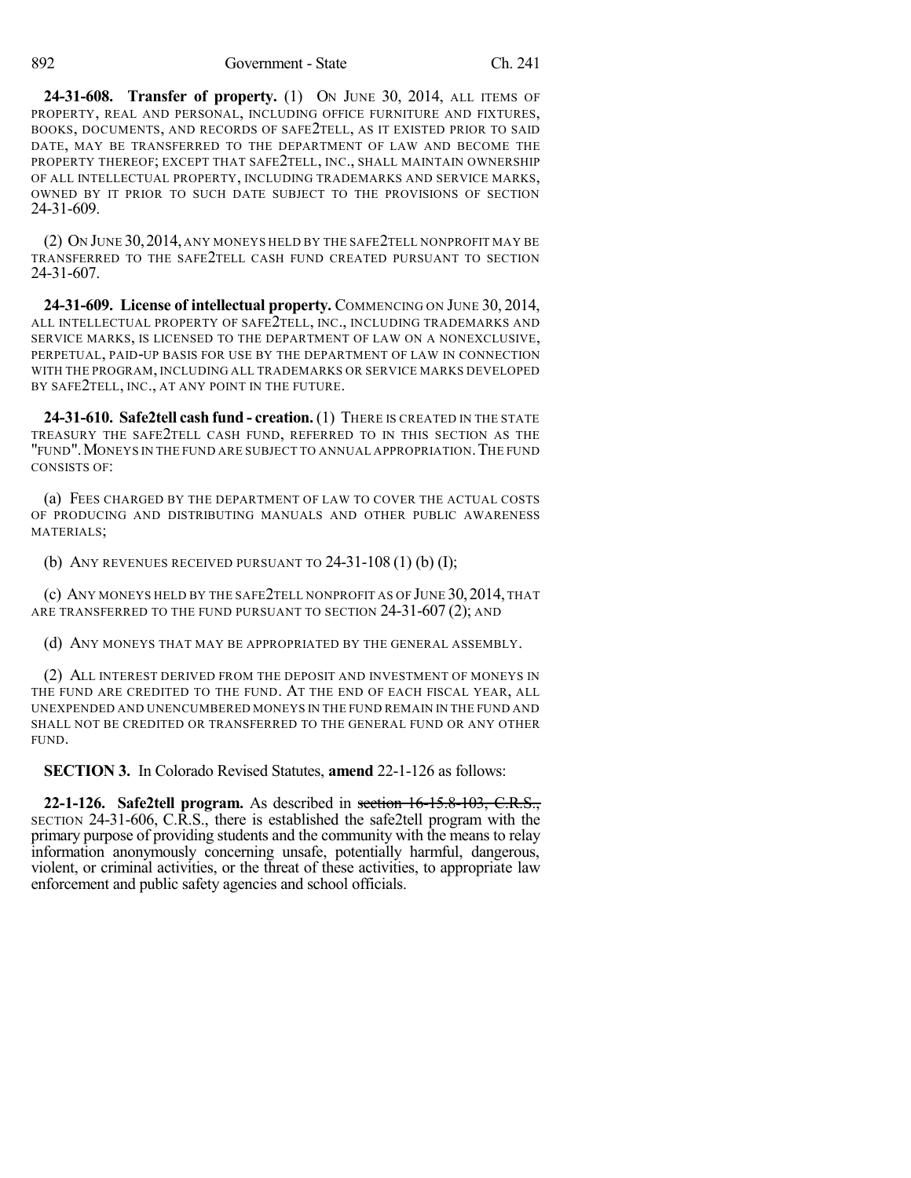**24-31-608. Transfer of property.** (1) ON JUNE 30, 2014, ALL ITEMS OF PROPERTY, REAL AND PERSONAL, INCLUDING OFFICE FURNITURE AND FIXTURES, BOOKS, DOCUMENTS, AND RECORDS OF SAFE2TELL, AS IT EXISTED PRIOR TO SAID DATE, MAY BE TRANSFERRED TO THE DEPARTMENT OF LAW AND BECOME THE PROPERTY THEREOF; EXCEPT THAT SAFE2TELL, INC., SHALL MAINTAIN OWNERSHIP OF ALL INTELLECTUAL PROPERTY, INCLUDING TRADEMARKS AND SERVICE MARKS, OWNED BY IT PRIOR TO SUCH DATE SUBJECT TO THE PROVISIONS OF SECTION 24-31-609.

(2) ON JUNE 30, 2014, ANY MONEYS HELD BY THE SAFE2TELL NONPROFIT MAY BE TRANSFERRED TO THE SAFE2TELL CASH FUND CREATED PURSUANT TO SECTION 24-31-607.

**24-31-609. License of intellectual property.** COMMENCING ON JUNE 30, 2014, ALL INTELLECTUAL PROPERTY OF SAFE2TELL, INC., INCLUDING TRADEMARKS AND SERVICE MARKS, IS LICENSED TO THE DEPARTMENT OF LAW ON A NONEXCLUSIVE, PERPETUAL, PAID-UP BASIS FOR USE BY THE DEPARTMENT OF LAW IN CONNECTION WITH THE PROGRAM, INCLUDING ALL TRADEMARKS OR SERVICE MARKS DEVELOPED BY SAFE2TELL, INC., AT ANY POINT IN THE FUTURE.

**24-31-610. Safe2tell cash fund - creation.** (1) THERE IS CREATED IN THE STATE TREASURY THE SAFE2TELL CASH FUND, REFERRED TO IN THIS SECTION AS THE "FUND". MONEYS IN THE FUND ARE SUBJECT TO ANNUAL APPROPRIATION. THE FUND CONSISTS OF:

(a) FEES CHARGED BY THE DEPARTMENT OF LAW TO COVER THE ACTUAL COSTS OF PRODUCING AND DISTRIBUTING MANUALS AND OTHER PUBLIC AWARENESS MATERIALS;

(b) ANY REVENUES RECEIVED PURSUANT TO 24-31-108 (1) (b) (I);

(c) ANY MONEYS HELD BY THE SAFE2TELL NONPROFIT AS OF JUNE 30, 2014, THAT ARE TRANSFERRED TO THE FUND PURSUANT TO SECTION 24-31-607 (2); AND

(d) ANY MONEYS THAT MAY BE APPROPRIATED BY THE GENERAL ASSEMBLY.

(2) ALL INTEREST DERIVED FROM THE DEPOSIT AND INVESTMENT OF MONEYS IN THE FUND ARE CREDITED TO THE FUND. AT THE END OF EACH FISCAL YEAR, ALL UNEXPENDED AND UNENCUMBERED MONEYS IN THE FUND REMAIN IN THE FUND AND SHALL NOT BE CREDITED OR TRANSFERRED TO THE GENERAL FUND OR ANY OTHER FUND.

**SECTION 3.** In Colorado Revised Statutes, **amend** 22-1-126 as follows:

**22-1-126. Safe2tell program.** As described in ~~section 16-15.8-103, C.R.S.,~~ SECTION 24-31-606, C.R.S., there is established the safe2tell program with the primary purpose of providing students and the community with the means to relay information anonymously concerning unsafe, potentially harmful, dangerous, violent, or criminal activities, or the threat of these activities, to appropriate law enforcement and public safety agencies and school officials.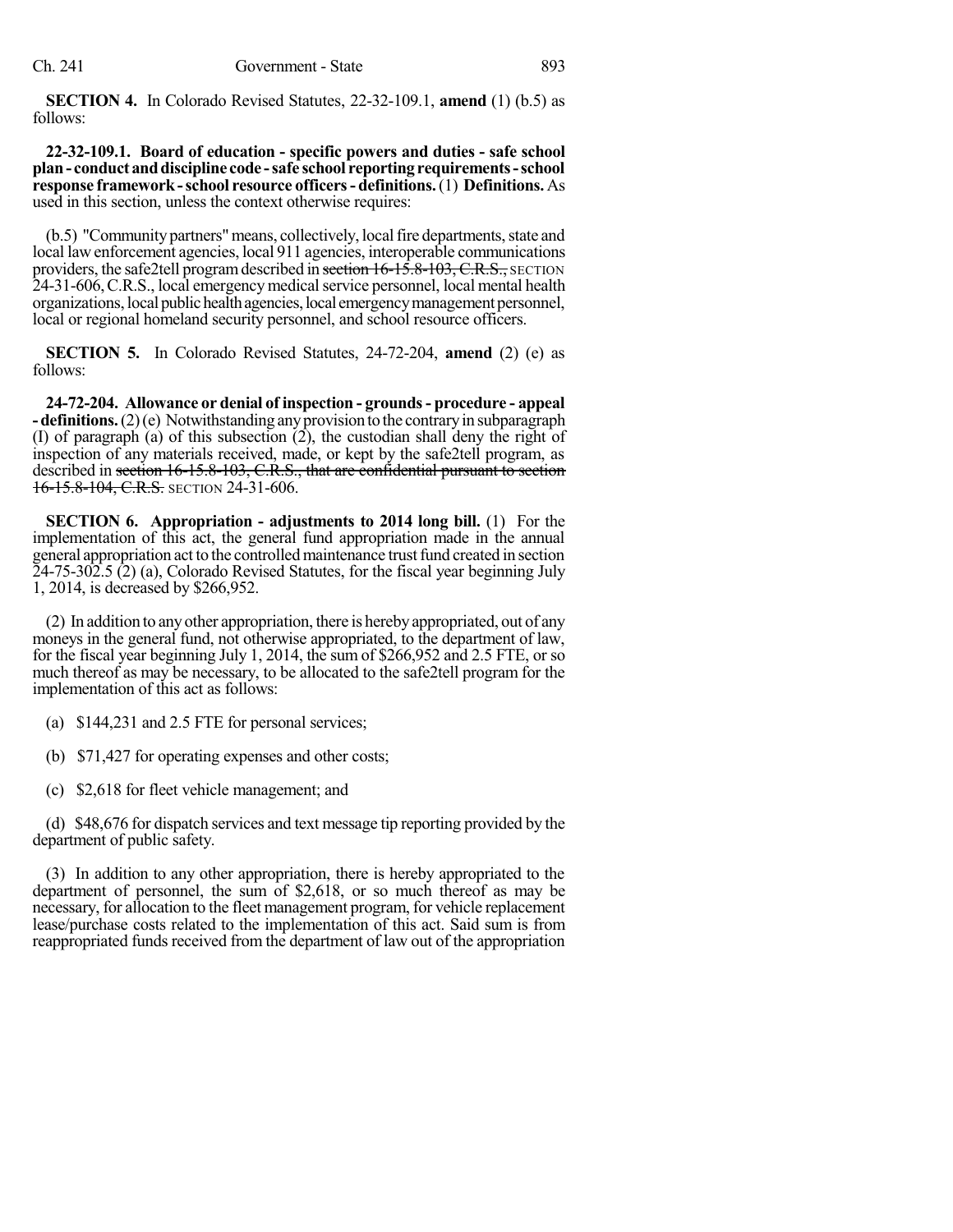**SECTION 4.** In Colorado Revised Statutes, 22-32-109.1, **amend** (1) (b.5) as follows:

**22-32-109.1. Board of education - specific powers and duties - safe school plan - conduct and discipline code - safe school reporting requirements - school response framework - school resource officers - definitions.** (1) **Definitions.** As used in this section, unless the context otherwise requires:

(b.5) "Community partners" means, collectively, local fire departments, state and local law enforcement agencies, local 911 agencies, interoperable communications providers, the safe2tell program described in ~~section 16-15.8-103, C.R.S.,~~ SECTION 24-31-606, C.R.S., local emergency medical service personnel, local mental health organizations, local public health agencies, local emergency management personnel, local or regional homeland security personnel, and school resource officers.

**SECTION 5.** In Colorado Revised Statutes, 24-72-204, **amend** (2) (e) as follows:

**24-72-204. Allowance or denial of inspection - grounds - procedure - appeal - definitions.** (2) (e) Notwithstanding any provision to the contrary in subparagraph (I) of paragraph (a) of this subsection (2), the custodian shall deny the right of inspection of any materials received, made, or kept by the safe2tell program, as described in ~~section 16-15.8-103, C.R.S., that are confidential pursuant to section 16-15.8-104, C.R.S.~~ SECTION 24-31-606.

**SECTION 6. Appropriation - adjustments to 2014 long bill.** (1) For the implementation of this act, the general fund appropriation made in the annual general appropriation act to the controlled maintenance trust fund created in section 24-75-302.5 (2) (a), Colorado Revised Statutes, for the fiscal year beginning July 1, 2014, is decreased by $266,952.

(2) In addition to any other appropriation, there is hereby appropriated, out of any moneys in the general fund, not otherwise appropriated, to the department of law, for the fiscal year beginning July 1, 2014, the sum of $266,952 and 2.5 FTE, or so much thereof as may be necessary, to be allocated to the safe2tell program for the implementation of this act as follows:

(a) $144,231 and 2.5 FTE for personal services;

(b) $71,427 for operating expenses and other costs;

(c) $2,618 for fleet vehicle management; and

(d) $48,676 for dispatch services and text message tip reporting provided by the department of public safety.

(3) In addition to any other appropriation, there is hereby appropriated to the department of personnel, the sum of $2,618, or so much thereof as may be necessary, for allocation to the fleet management program, for vehicle replacement lease/purchase costs related to the implementation of this act. Said sum is from reappropriated funds received from the department of law out of the appropriation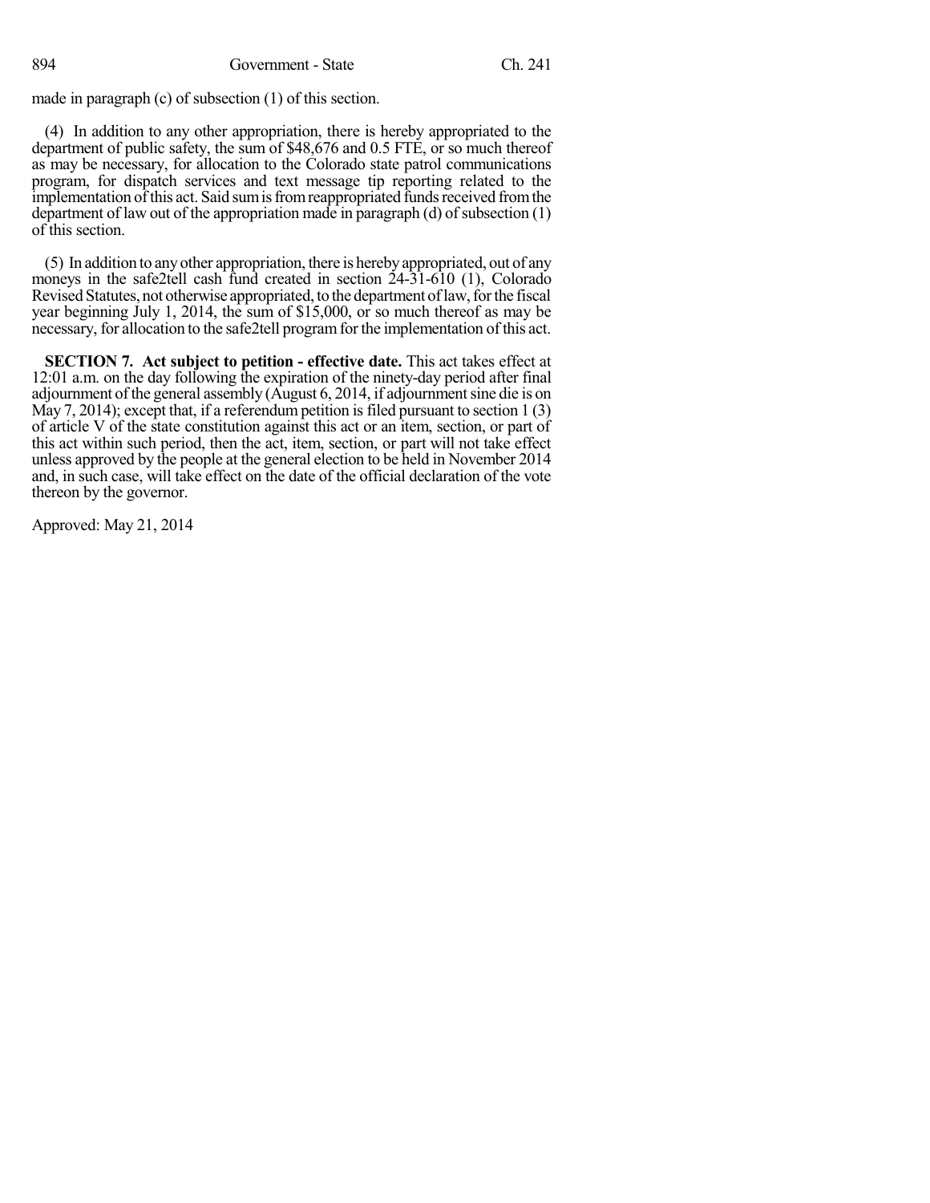made in paragraph (c) of subsection (1) of this section.

(4) In addition to any other appropriation, there is hereby appropriated to the department of public safety, the sum of $48,676 and 0.5 FTE, or so much thereof as may be necessary, for allocation to the Colorado state patrol communications program, for dispatch services and text message tip reporting related to the implementation of this act. Said sum is from reappropriated funds received from the department of law out of the appropriation made in paragraph (d) of subsection (1) of this section.

(5) In addition to any other appropriation, there is hereby appropriated, out of any moneys in the safe2tell cash fund created in section 24-31-610 (1), Colorado Revised Statutes, not otherwise appropriated, to the department of law, for the fiscal year beginning July 1, 2014, the sum of $15,000, or so much thereof as may be necessary, for allocation to the safe2tell program for the implementation of this act.

**SECTION 7. Act subject to petition - effective date.** This act takes effect at 12:01 a.m. on the day following the expiration of the ninety-day period after final adjournment of the general assembly (August 6, 2014, if adjournment sine die is on May 7, 2014); except that, if a referendum petition is filed pursuant to section 1 (3) of article V of the state constitution against this act or an item, section, or part of this act within such period, then the act, item, section, or part will not take effect unless approved by the people at the general election to be held in November 2014 and, in such case, will take effect on the date of the official declaration of the vote thereon by the governor.

Approved: May 21, 2014